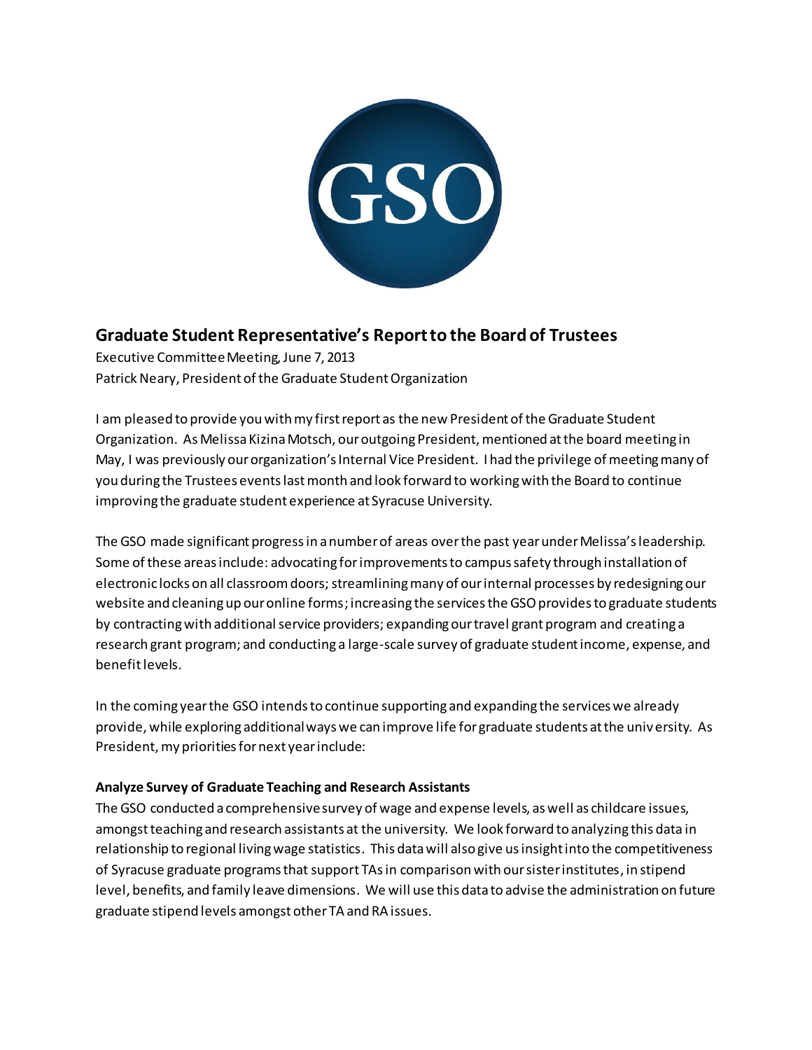## Graduate Student Representative's Report to the Board of Trustees

Executive Committee Meeting, June 7, 2013
Patrick Neary, President of the Graduate Student Organization

I am pleased to provide you with my first report as the new President of the Graduate Student Organization. As Melissa Kizina Motsch, our outgoing President, mentioned at the board meeting in May, I was previously our organization's Internal Vice President. I had the privilege of meeting many of you during the Trustees events last month and look forward to working with the Board to continue improving the graduate student experience at Syracuse University.

The GSO made significant progress in a number of areas over the past year under Melissa's leadership. Some of these areas include: advocating for improvements to campus safety through installation of electronic locks on all classroom doors; streamlining many of our internal processes by redesigning our website and cleaning up our online forms; increasing the services the GSO provides to graduate students by contracting with additional service providers; expanding our travel grant program and creating a research grant program; and conducting a large-scale survey of graduate student income, expense, and benefit levels.

In the coming year the GSO intends to continue supporting and expanding the services we already provide, while exploring additional ways we can improve life for graduate students at the university. As President, my priorities for next year include:

**Analyze Survey of Graduate Teaching and Research Assistants**

The GSO conducted a comprehensive survey of wage and expense levels, as well as childcare issues, amongst teaching and research assistants at the university. We look forward to analyzing this data in relationship to regional living wage statistics. This data will also give us insight into the competitiveness of Syracuse graduate programs that support TAs in comparison with our sister institutes, in stipend level, benefits, and family leave dimensions. We will use this data to advise the administration on future graduate stipend levels amongst other TA and RA issues.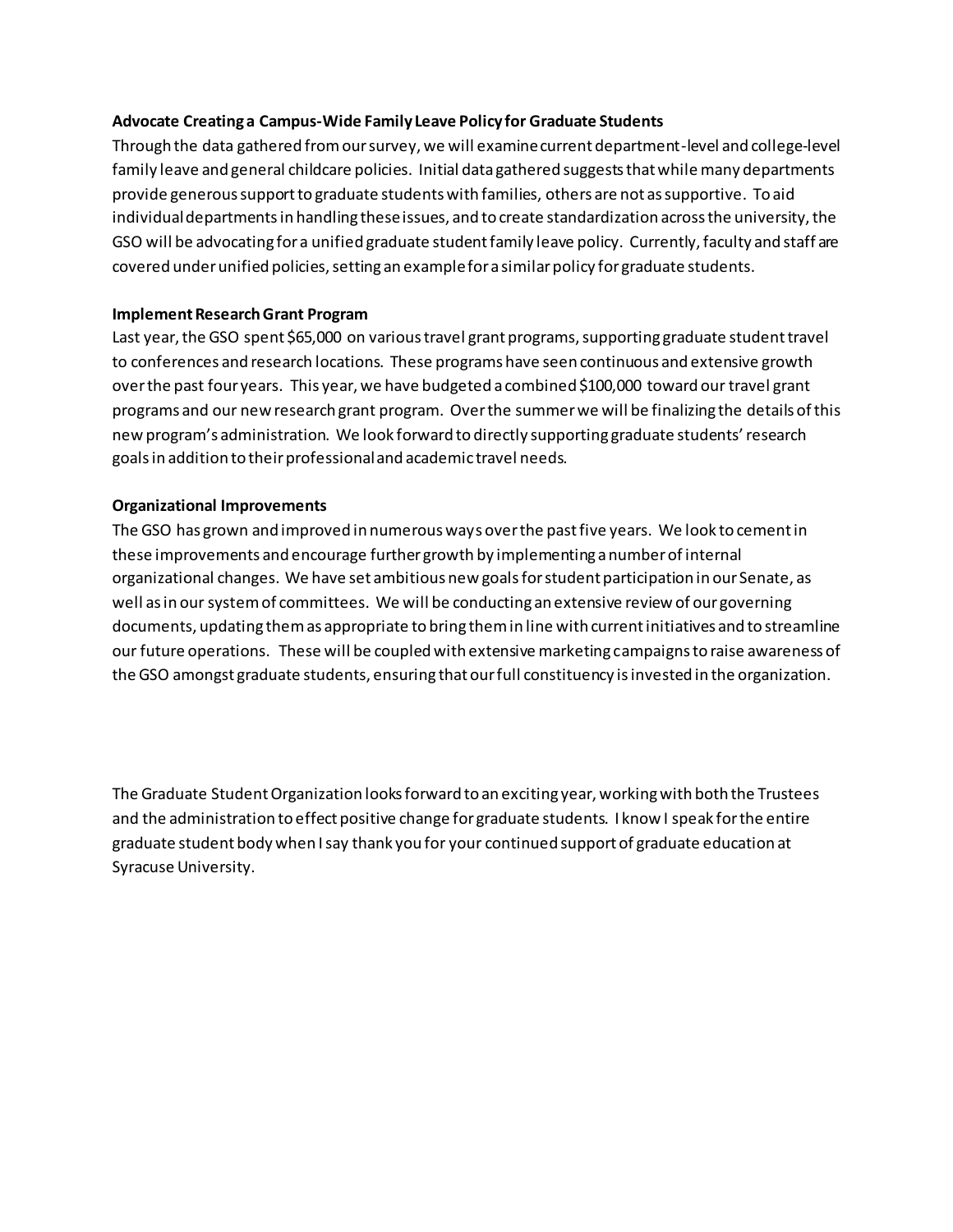**Advocate Creating a Campus-Wide Family Leave Policy for Graduate Students**

Through the data gathered from our survey, we will examine current department-level and college-level family leave and general childcare policies. Initial data gathered suggests that while many departments provide generous support to graduate students with families, others are not as supportive. To aid individual departments in handling these issues, and to create standardization across the university, the GSO will be advocating for a unified graduate student family leave policy. Currently, faculty and staff are covered under unified policies, setting an example for a similar policy for graduate students.

**Implement Research Grant Program**

Last year, the GSO spent $65,000 on various travel grant programs, supporting graduate student travel to conferences and research locations. These programs have seen continuous and extensive growth over the past four years. This year, we have budgeted a combined $100,000 toward our travel grant programs and our new research grant program. Over the summer we will be finalizing the details of this new program's administration. We look forward to directly supporting graduate students' research goals in addition to their professional and academic travel needs.

**Organizational Improvements**

The GSO has grown and improved in numerous ways over the past five years. We look to cement in these improvements and encourage further growth by implementing a number of internal organizational changes. We have set ambitious new goals for student participation in our Senate, as well as in our system of committees. We will be conducting an extensive review of our governing documents, updating them as appropriate to bring them in line with current initiatives and to streamline our future operations. These will be coupled with extensive marketing campaigns to raise awareness of the GSO amongst graduate students, ensuring that our full constituency is invested in the organization.

The Graduate Student Organization looks forward to an exciting year, working with both the Trustees and the administration to effect positive change for graduate students. I know I speak for the entire graduate student body when I say thank you for your continued support of graduate education at Syracuse University.